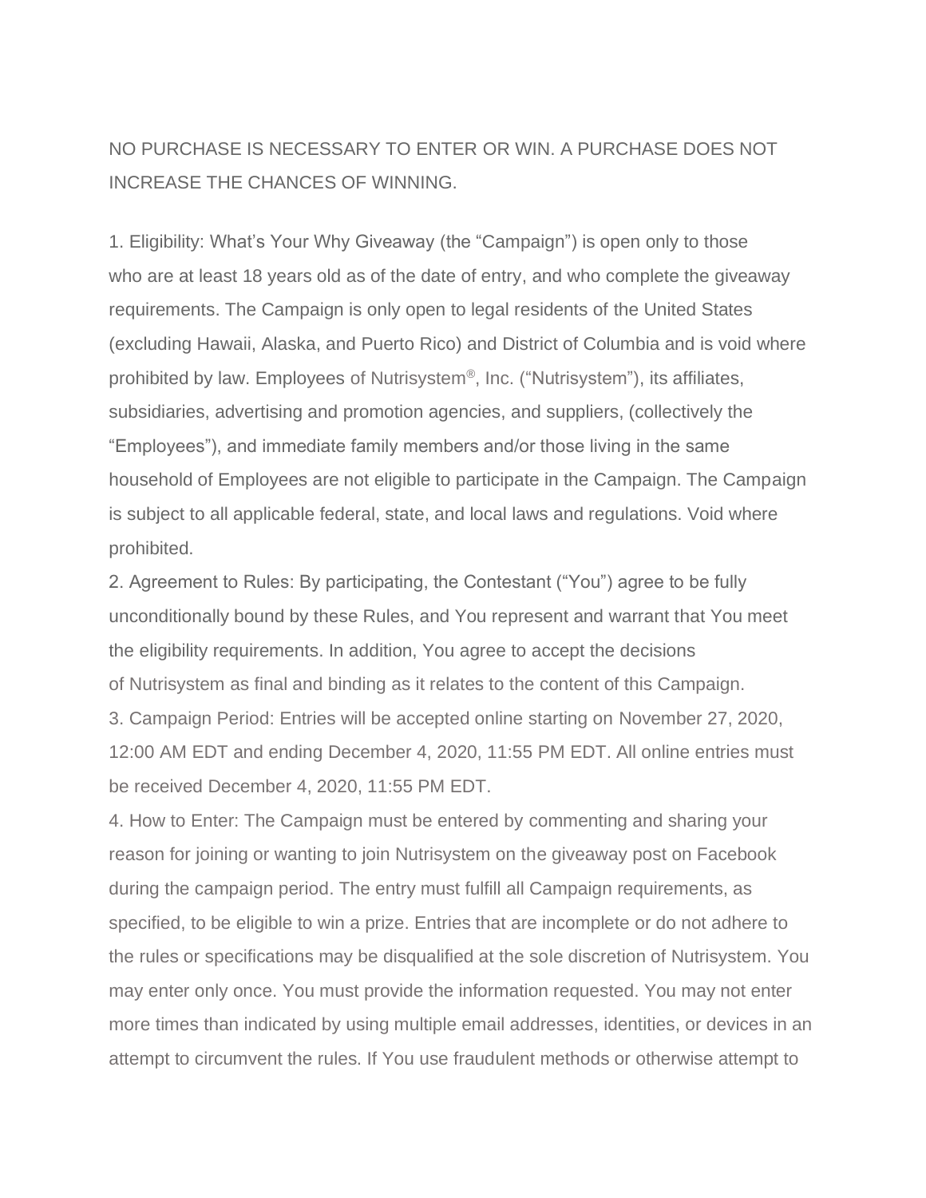NO PURCHASE IS NECESSARY TO ENTER OR WIN. A PURCHASE DOES NOT INCREASE THE CHANCES OF WINNING.

1. Eligibility: What's Your Why Giveaway (the "Campaign") is open only to those who are at least 18 years old as of the date of entry, and who complete the giveaway requirements. The Campaign is only open to legal residents of the United States (excluding Hawaii, Alaska, and Puerto Rico) and District of Columbia and is void where prohibited by law. Employees of Nutrisystem®, Inc. ("Nutrisystem"), its affiliates, subsidiaries, advertising and promotion agencies, and suppliers, (collectively the "Employees"), and immediate family members and/or those living in the same household of Employees are not eligible to participate in the Campaign. The Campaign is subject to all applicable federal, state, and local laws and regulations. Void where prohibited.
2. Agreement to Rules: By participating, the Contestant ("You") agree to be fully unconditionally bound by these Rules, and You represent and warrant that You meet the eligibility requirements. In addition, You agree to accept the decisions of Nutrisystem as final and binding as it relates to the content of this Campaign.
3. Campaign Period: Entries will be accepted online starting on November 27, 2020, 12:00 AM EDT and ending December 4, 2020, 11:55 PM EDT. All online entries must be received December 4, 2020, 11:55 PM EDT.
4. How to Enter: The Campaign must be entered by commenting and sharing your reason for joining or wanting to join Nutrisystem on the giveaway post on Facebook during the campaign period. The entry must fulfill all Campaign requirements, as specified, to be eligible to win a prize. Entries that are incomplete or do not adhere to the rules or specifications may be disqualified at the sole discretion of Nutrisystem. You may enter only once. You must provide the information requested. You may not enter more times than indicated by using multiple email addresses, identities, or devices in an attempt to circumvent the rules. If You use fraudulent methods or otherwise attempt to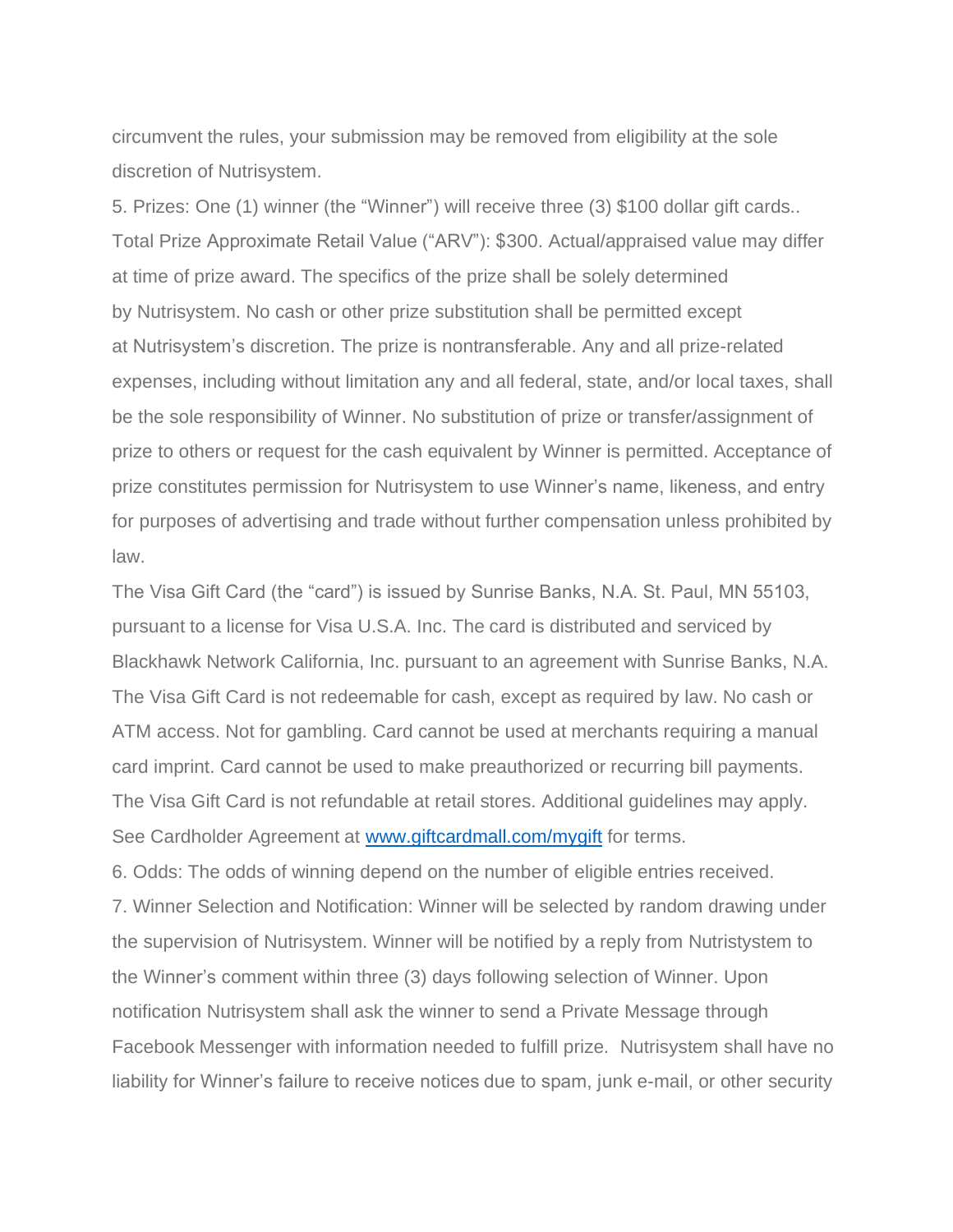circumvent the rules, your submission may be removed from eligibility at the sole discretion of Nutrisystem.

5. Prizes: One (1) winner (the "Winner") will receive three (3) $100 dollar gift cards.. Total Prize Approximate Retail Value ("ARV"): $300. Actual/appraised value may differ at time of prize award. The specifics of the prize shall be solely determined by Nutrisystem. No cash or other prize substitution shall be permitted except at Nutrisystem's discretion. The prize is nontransferable. Any and all prize-related expenses, including without limitation any and all federal, state, and/or local taxes, shall be the sole responsibility of Winner. No substitution of prize or transfer/assignment of prize to others or request for the cash equivalent by Winner is permitted. Acceptance of prize constitutes permission for Nutrisystem to use Winner's name, likeness, and entry for purposes of advertising and trade without further compensation unless prohibited by law.

The Visa Gift Card (the "card") is issued by Sunrise Banks, N.A. St. Paul, MN 55103, pursuant to a license for Visa U.S.A. Inc. The card is distributed and serviced by Blackhawk Network California, Inc. pursuant to an agreement with Sunrise Banks, N.A. The Visa Gift Card is not redeemable for cash, except as required by law. No cash or ATM access. Not for gambling. Card cannot be used at merchants requiring a manual card imprint. Card cannot be used to make preauthorized or recurring bill payments. The Visa Gift Card is not refundable at retail stores. Additional guidelines may apply. See Cardholder Agreement at [www.giftcardmall.com/mygift](www.giftcardmall.com/mygift) for terms.

6. Odds: The odds of winning depend on the number of eligible entries received.

7. Winner Selection and Notification: Winner will be selected by random drawing under the supervision of Nutrisystem. Winner will be notified by a reply from Nutristystem to the Winner's comment within three (3) days following selection of Winner. Upon notification Nutrisystem shall ask the winner to send a Private Message through Facebook Messenger with information needed to fulfill prize. Nutrisystem shall have no liability for Winner's failure to receive notices due to spam, junk e-mail, or other security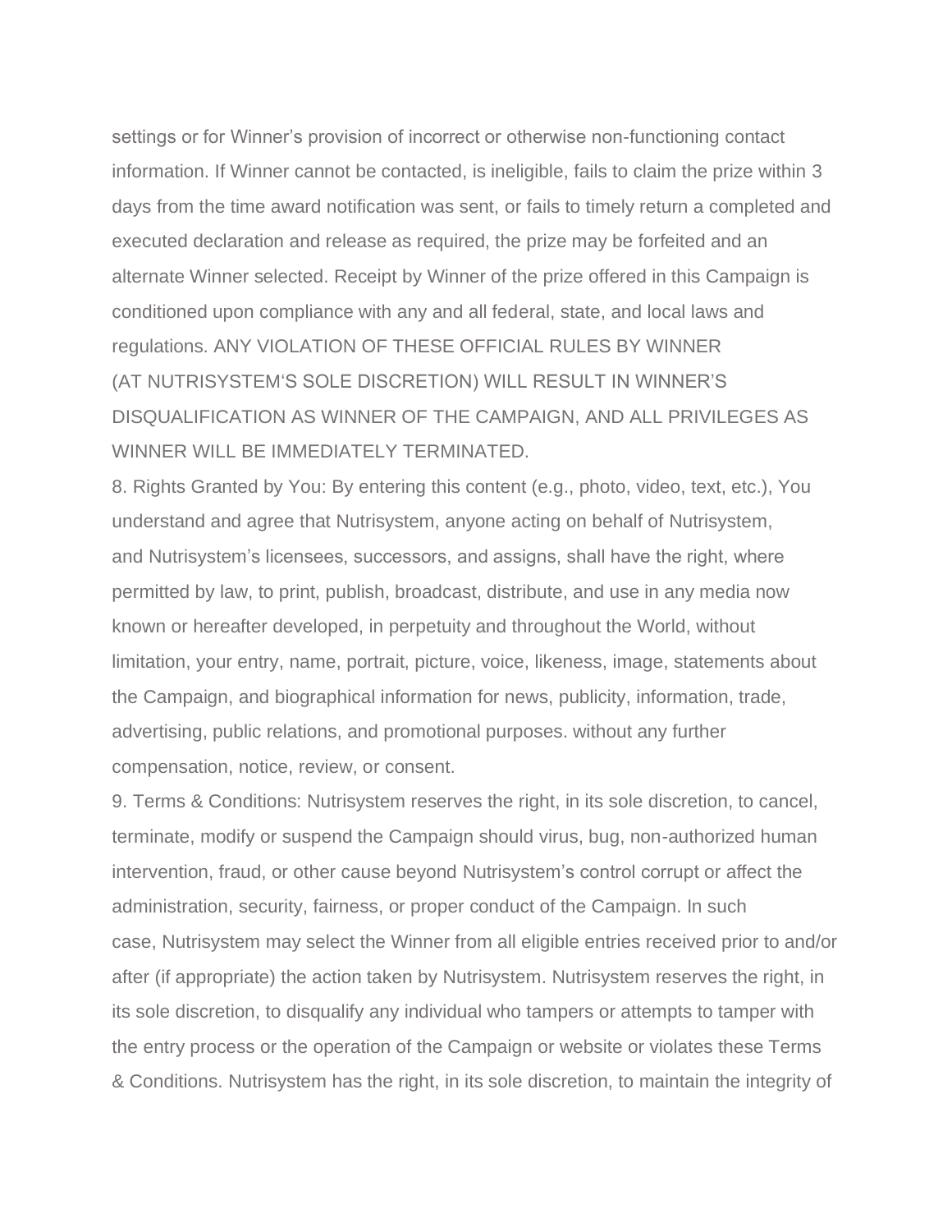settings or for Winner's provision of incorrect or otherwise non-functioning contact information. If Winner cannot be contacted, is ineligible, fails to claim the prize within 3 days from the time award notification was sent, or fails to timely return a completed and executed declaration and release as required, the prize may be forfeited and an alternate Winner selected. Receipt by Winner of the prize offered in this Campaign is conditioned upon compliance with any and all federal, state, and local laws and regulations. ANY VIOLATION OF THESE OFFICIAL RULES BY WINNER (AT NUTRISYSTEM'S SOLE DISCRETION) WILL RESULT IN WINNER'S DISQUALIFICATION AS WINNER OF THE CAMPAIGN, AND ALL PRIVILEGES AS WINNER WILL BE IMMEDIATELY TERMINATED.

8. Rights Granted by You: By entering this content (e.g., photo, video, text, etc.), You understand and agree that Nutrisystem, anyone acting on behalf of Nutrisystem, and Nutrisystem's licensees, successors, and assigns, shall have the right, where permitted by law, to print, publish, broadcast, distribute, and use in any media now known or hereafter developed, in perpetuity and throughout the World, without limitation, your entry, name, portrait, picture, voice, likeness, image, statements about the Campaign, and biographical information for news, publicity, information, trade, advertising, public relations, and promotional purposes. without any further compensation, notice, review, or consent.

9. Terms & Conditions: Nutrisystem reserves the right, in its sole discretion, to cancel, terminate, modify or suspend the Campaign should virus, bug, non-authorized human intervention, fraud, or other cause beyond Nutrisystem's control corrupt or affect the administration, security, fairness, or proper conduct of the Campaign. In such case, Nutrisystem may select the Winner from all eligible entries received prior to and/or after (if appropriate) the action taken by Nutrisystem. Nutrisystem reserves the right, in its sole discretion, to disqualify any individual who tampers or attempts to tamper with the entry process or the operation of the Campaign or website or violates these Terms & Conditions. Nutrisystem has the right, in its sole discretion, to maintain the integrity of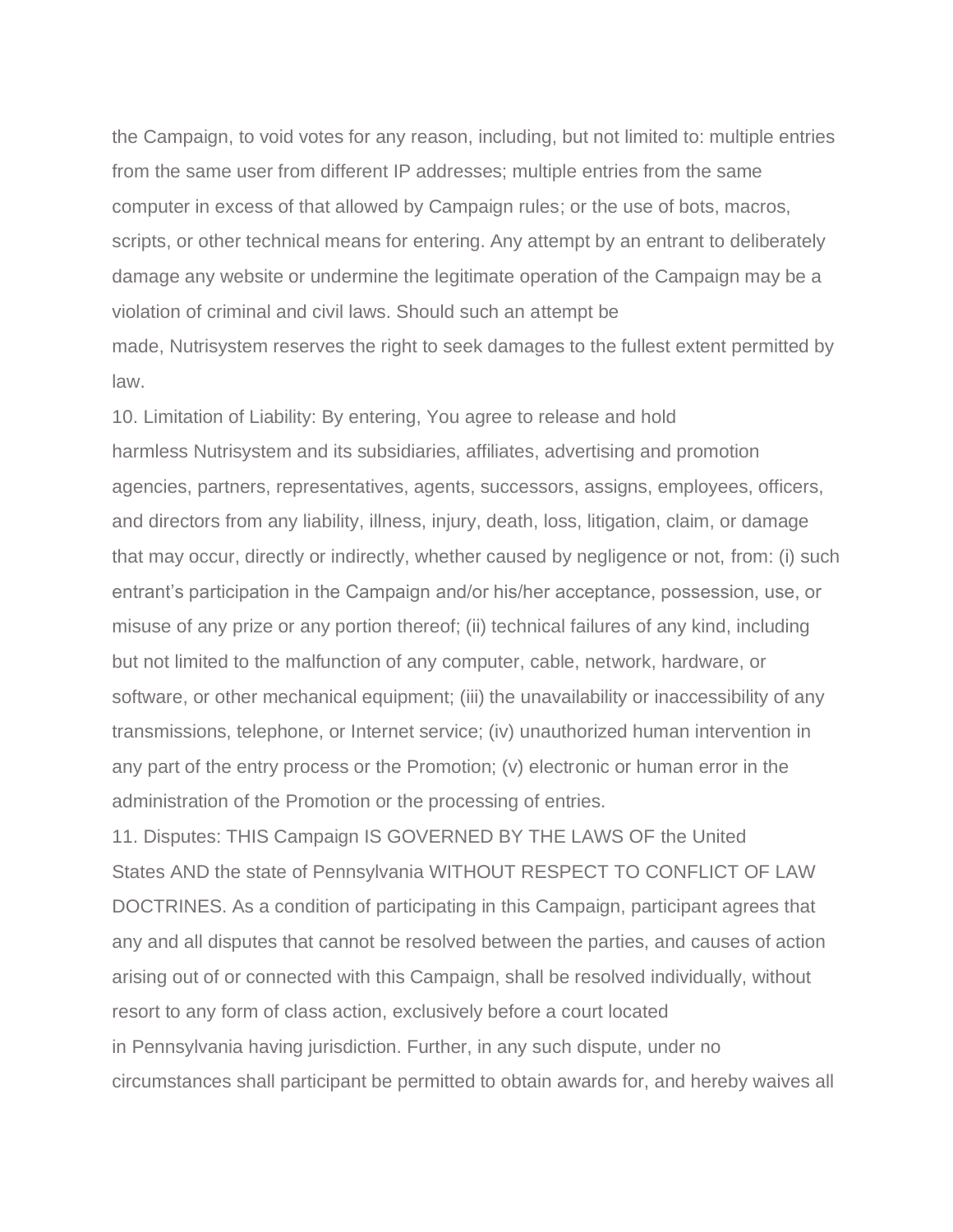the Campaign, to void votes for any reason, including, but not limited to: multiple entries from the same user from different IP addresses; multiple entries from the same computer in excess of that allowed by Campaign rules; or the use of bots, macros, scripts, or other technical means for entering. Any attempt by an entrant to deliberately damage any website or undermine the legitimate operation of the Campaign may be a violation of criminal and civil laws. Should such an attempt be made, Nutrisystem reserves the right to seek damages to the fullest extent permitted by law.

10. Limitation of Liability: By entering, You agree to release and hold harmless Nutrisystem and its subsidiaries, affiliates, advertising and promotion agencies, partners, representatives, agents, successors, assigns, employees, officers, and directors from any liability, illness, injury, death, loss, litigation, claim, or damage that may occur, directly or indirectly, whether caused by negligence or not, from: (i) such entrant's participation in the Campaign and/or his/her acceptance, possession, use, or misuse of any prize or any portion thereof; (ii) technical failures of any kind, including but not limited to the malfunction of any computer, cable, network, hardware, or software, or other mechanical equipment; (iii) the unavailability or inaccessibility of any transmissions, telephone, or Internet service; (iv) unauthorized human intervention in any part of the entry process or the Promotion; (v) electronic or human error in the administration of the Promotion or the processing of entries.

11. Disputes: THIS Campaign IS GOVERNED BY THE LAWS OF the United States AND the state of Pennsylvania WITHOUT RESPECT TO CONFLICT OF LAW DOCTRINES. As a condition of participating in this Campaign, participant agrees that any and all disputes that cannot be resolved between the parties, and causes of action arising out of or connected with this Campaign, shall be resolved individually, without resort to any form of class action, exclusively before a court located in Pennsylvania having jurisdiction. Further, in any such dispute, under no circumstances shall participant be permitted to obtain awards for, and hereby waives all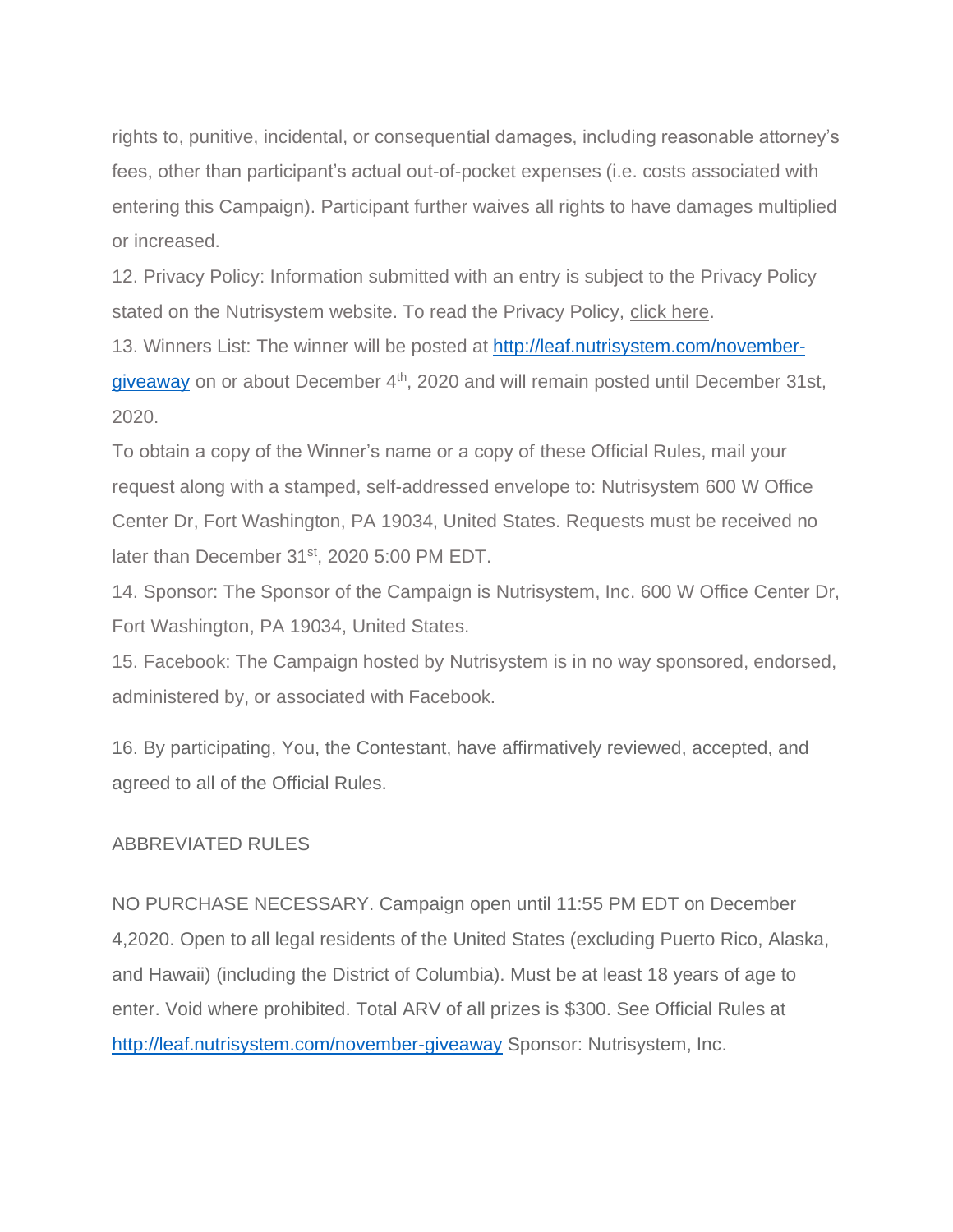rights to, punitive, incidental, or consequential damages, including reasonable attorney's fees, other than participant's actual out-of-pocket expenses (i.e. costs associated with entering this Campaign). Participant further waives all rights to have damages multiplied or increased.

12. Privacy Policy: Information submitted with an entry is subject to the Privacy Policy stated on the Nutrisystem website. To read the Privacy Policy, click here.

13. Winners List: The winner will be posted at http://leaf.nutrisystem.com/november-giveaway on or about December 4th, 2020 and will remain posted until December 31st, 2020.

To obtain a copy of the Winner's name or a copy of these Official Rules, mail your request along with a stamped, self-addressed envelope to: Nutrisystem 600 W Office Center Dr, Fort Washington, PA 19034, United States. Requests must be received no later than December 31st, 2020 5:00 PM EDT.

14. Sponsor: The Sponsor of the Campaign is Nutrisystem, Inc. 600 W Office Center Dr, Fort Washington, PA 19034, United States.

15. Facebook: The Campaign hosted by Nutrisystem is in no way sponsored, endorsed, administered by, or associated with Facebook.

16. By participating, You, the Contestant, have affirmatively reviewed, accepted, and agreed to all of the Official Rules.

ABBREVIATED RULES

NO PURCHASE NECESSARY. Campaign open until 11:55 PM EDT on December 4,2020. Open to all legal residents of the United States (excluding Puerto Rico, Alaska, and Hawaii) (including the District of Columbia). Must be at least 18 years of age to enter. Void where prohibited. Total ARV of all prizes is $300. See Official Rules at http://leaf.nutrisystem.com/november-giveaway Sponsor: Nutrisystem, Inc.